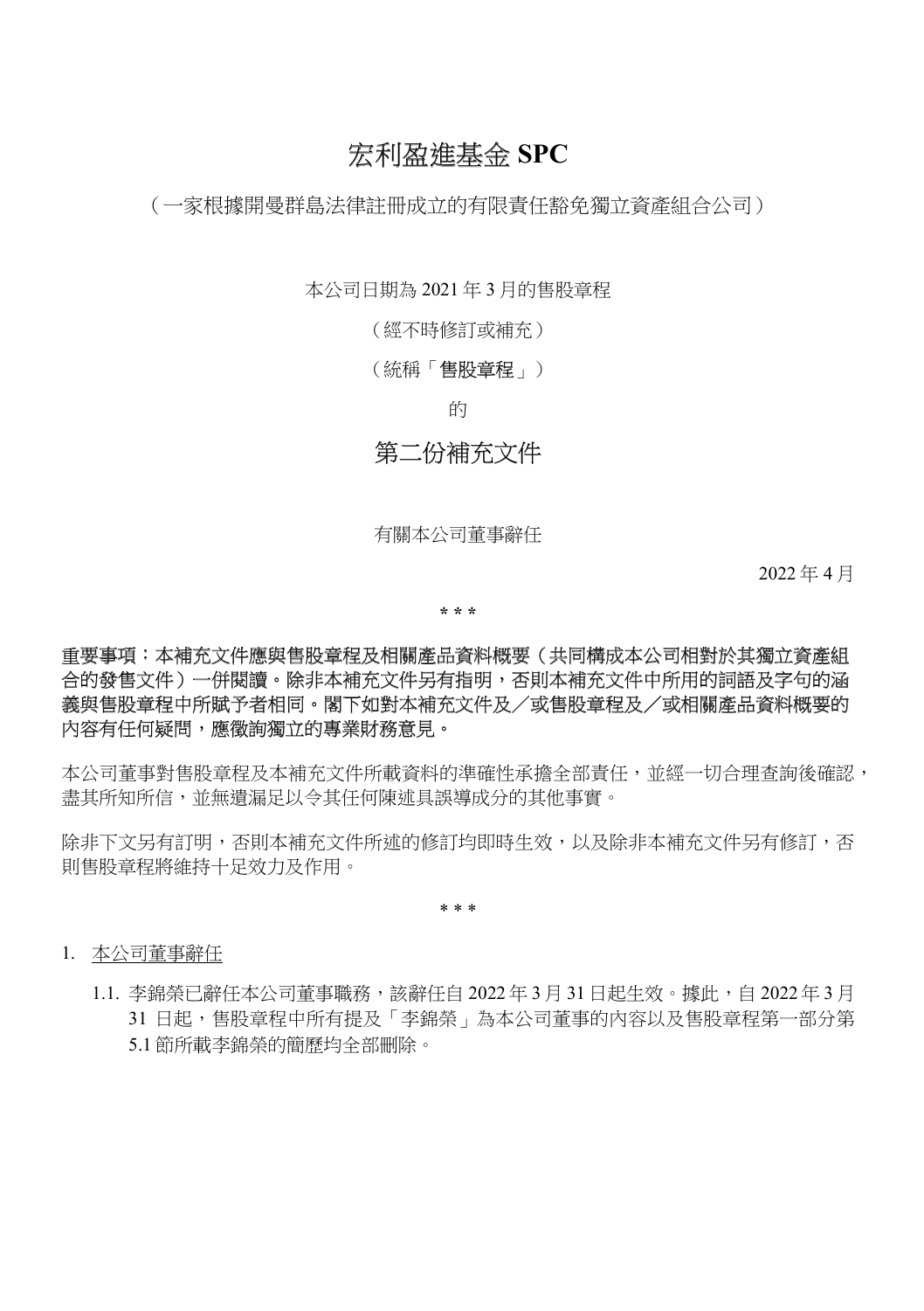# 宏利盈進基金 **SPC**

（一家根據開曼群島法律註冊成立的有限責任豁免獨立資產組合公司）

本公司日期為 2021 年 3 月的售股章程

（經不時修訂或補充）

（統稱「**售股章程**」）

的

## 第二份補充文件

有關本公司董事辭任

2022 年 4 月

\* \* \*

**重要事項：本補充文件應與售股章程及相關產品資料概要（共同構成本公司相對於其獨立資產組合的發售文件）一併閱讀。除非本補充文件另有指明，否則本補充文件中所用的詞語及字句的涵義與售股章程中所賦予者相同。閣下如對本補充文件及／或售股章程及／或相關產品資料概要的內容有任何疑問，應徵詢獨立的專業財務意見。**

本公司董事對售股章程及本補充文件所載資料的準確性承擔全部責任，並經一切合理查詢後確認，盡其所知所信，並無遺漏足以令其任何陳述具誤導成分的其他事實。

除非下文另有訂明，否則本補充文件所述的修訂均即時生效，以及除非本補充文件另有修訂，否則售股章程將維持十足效力及作用。

\* \* \*

1. <u>本公司董事辭任</u>

   1.1. 李錦榮已辭任本公司董事職務，該辭任自 2022 年 3 月 31 日起生效。據此，自 2022 年 3 月 31 日起，售股章程中所有提及「李錦榮」為本公司董事的內容以及售股章程第一部分第 5.1 節所載李錦榮的簡歷均全部刪除。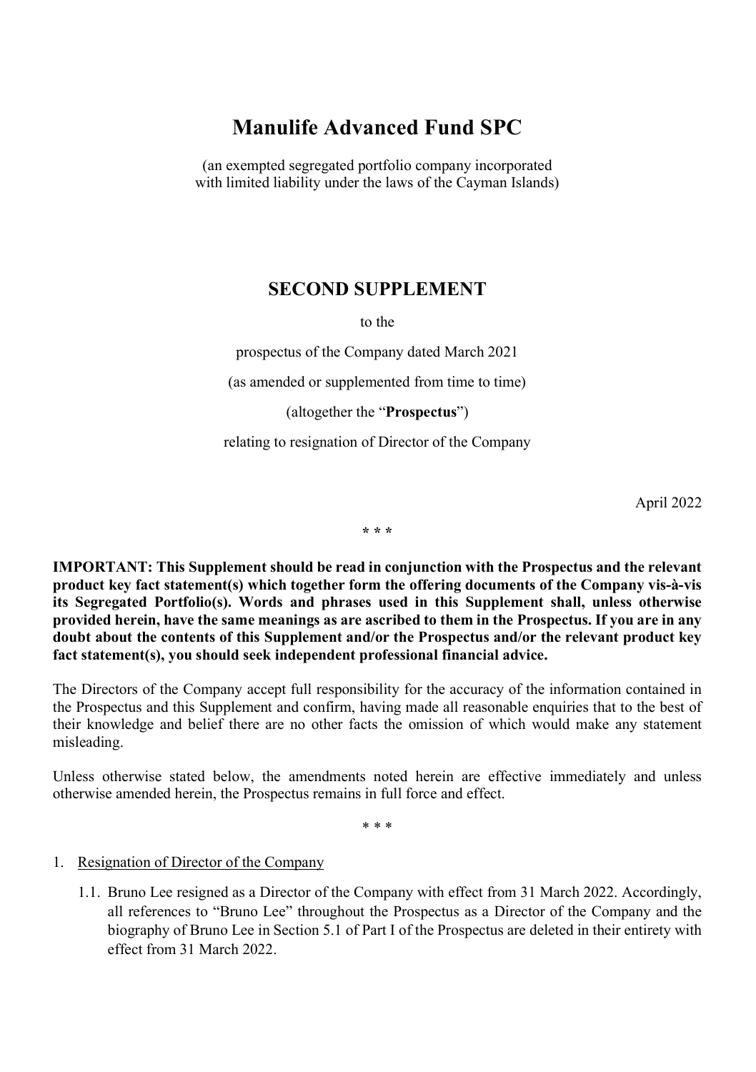# Manulife Advanced Fund SPC

(an exempted segregated portfolio company incorporated with limited liability under the laws of the Cayman Islands)

## SECOND SUPPLEMENT

to the

prospectus of the Company dated March 2021

(as amended or supplemented from time to time)

(altogether the "**Prospectus**")

relating to resignation of Director of the Company

April 2022

\* \* \*

**IMPORTANT: This Supplement should be read in conjunction with the Prospectus and the relevant product key fact statement(s) which together form the offering documents of the Company vis-à-vis its Segregated Portfolio(s). Words and phrases used in this Supplement shall, unless otherwise provided herein, have the same meanings as are ascribed to them in the Prospectus. If you are in any doubt about the contents of this Supplement and/or the Prospectus and/or the relevant product key fact statement(s), you should seek independent professional financial advice.**

The Directors of the Company accept full responsibility for the accuracy of the information contained in the Prospectus and this Supplement and confirm, having made all reasonable enquiries that to the best of their knowledge and belief there are no other facts the omission of which would make any statement misleading.

Unless otherwise stated below, the amendments noted herein are effective immediately and unless otherwise amended herein, the Prospectus remains in full force and effect.

\* \* \*

1. Resignation of Director of the Company

   1.1. Bruno Lee resigned as a Director of the Company with effect from 31 March 2022. Accordingly, all references to "Bruno Lee" throughout the Prospectus as a Director of the Company and the biography of Bruno Lee in Section 5.1 of Part I of the Prospectus are deleted in their entirety with effect from 31 March 2022.